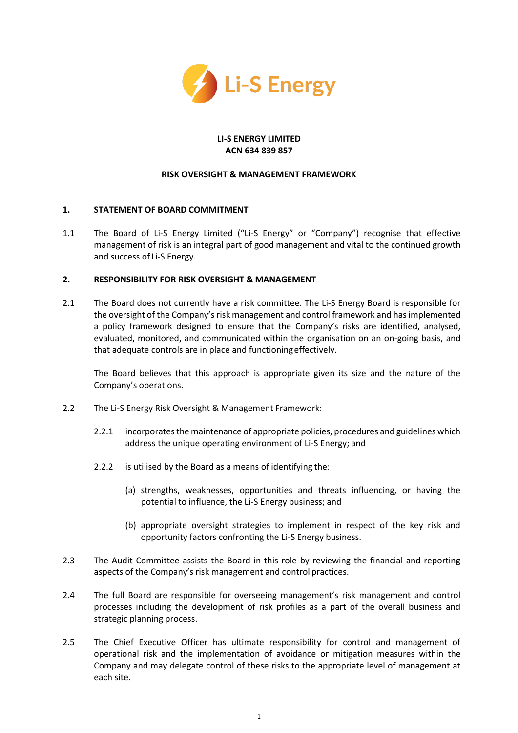**LI-S ENERGY LIMITED**
**ACN 634 839 857**

**RISK OVERSIGHT & MANAGEMENT FRAMEWORK**

## 1. STATEMENT OF BOARD COMMITMENT

1.1 The Board of Li-S Energy Limited ("Li-S Energy" or "Company") recognise that effective management of risk is an integral part of good management and vital to the continued growth and success of Li-S Energy.

## 2. RESPONSIBILITY FOR RISK OVERSIGHT & MANAGEMENT

2.1 The Board does not currently have a risk committee. The Li-S Energy Board is responsible for the oversight of the Company's risk management and control framework and has implemented a policy framework designed to ensure that the Company's risks are identified, analysed, evaluated, monitored, and communicated within the organisation on an on-going basis, and that adequate controls are in place and functioning effectively.

The Board believes that this approach is appropriate given its size and the nature of the Company's operations.

2.2 The Li-S Energy Risk Oversight & Management Framework:

2.2.1 incorporates the maintenance of appropriate policies, procedures and guidelines which address the unique operating environment of Li-S Energy; and

2.2.2 is utilised by the Board as a means of identifying the:

(a) strengths, weaknesses, opportunities and threats influencing, or having the potential to influence, the Li-S Energy business; and

(b) appropriate oversight strategies to implement in respect of the key risk and opportunity factors confronting the Li-S Energy business.

2.3 The Audit Committee assists the Board in this role by reviewing the financial and reporting aspects of the Company's risk management and control practices.

2.4 The full Board are responsible for overseeing management's risk management and control processes including the development of risk profiles as a part of the overall business and strategic planning process.

2.5 The Chief Executive Officer has ultimate responsibility for control and management of operational risk and the implementation of avoidance or mitigation measures within the Company and may delegate control of these risks to the appropriate level of management at each site.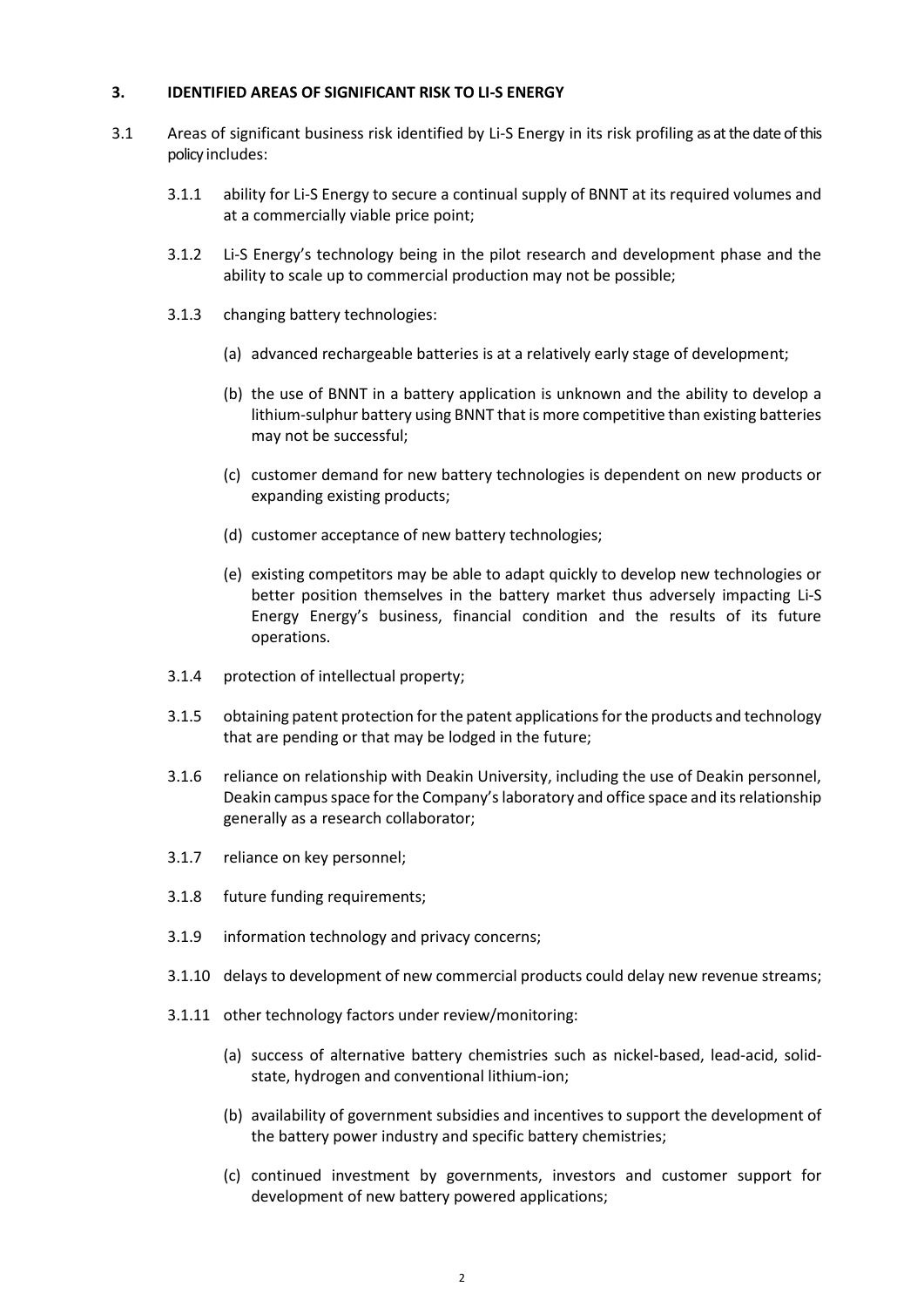## 3. IDENTIFIED AREAS OF SIGNIFICANT RISK TO LI-S ENERGY

3.1 Areas of significant business risk identified by Li-S Energy in its risk profiling as at the date of this policy includes:

3.1.1 ability for Li-S Energy to secure a continual supply of BNNT at its required volumes and at a commercially viable price point;

3.1.2 Li-S Energy's technology being in the pilot research and development phase and the ability to scale up to commercial production may not be possible;

3.1.3 changing battery technologies:

(a) advanced rechargeable batteries is at a relatively early stage of development;

(b) the use of BNNT in a battery application is unknown and the ability to develop a lithium-sulphur battery using BNNT that is more competitive than existing batteries may not be successful;

(c) customer demand for new battery technologies is dependent on new products or expanding existing products;

(d) customer acceptance of new battery technologies;

(e) existing competitors may be able to adapt quickly to develop new technologies or better position themselves in the battery market thus adversely impacting Li-S Energy Energy's business, financial condition and the results of its future operations.

3.1.4 protection of intellectual property;

3.1.5 obtaining patent protection for the patent applications for the products and technology that are pending or that may be lodged in the future;

3.1.6 reliance on relationship with Deakin University, including the use of Deakin personnel, Deakin campus space for the Company's laboratory and office space and its relationship generally as a research collaborator;

3.1.7 reliance on key personnel;

3.1.8 future funding requirements;

3.1.9 information technology and privacy concerns;

3.1.10 delays to development of new commercial products could delay new revenue streams;

3.1.11 other technology factors under review/monitoring:

(a) success of alternative battery chemistries such as nickel-based, lead-acid, solid-state, hydrogen and conventional lithium-ion;

(b) availability of government subsidies and incentives to support the development of the battery power industry and specific battery chemistries;

(c) continued investment by governments, investors and customer support for development of new battery powered applications;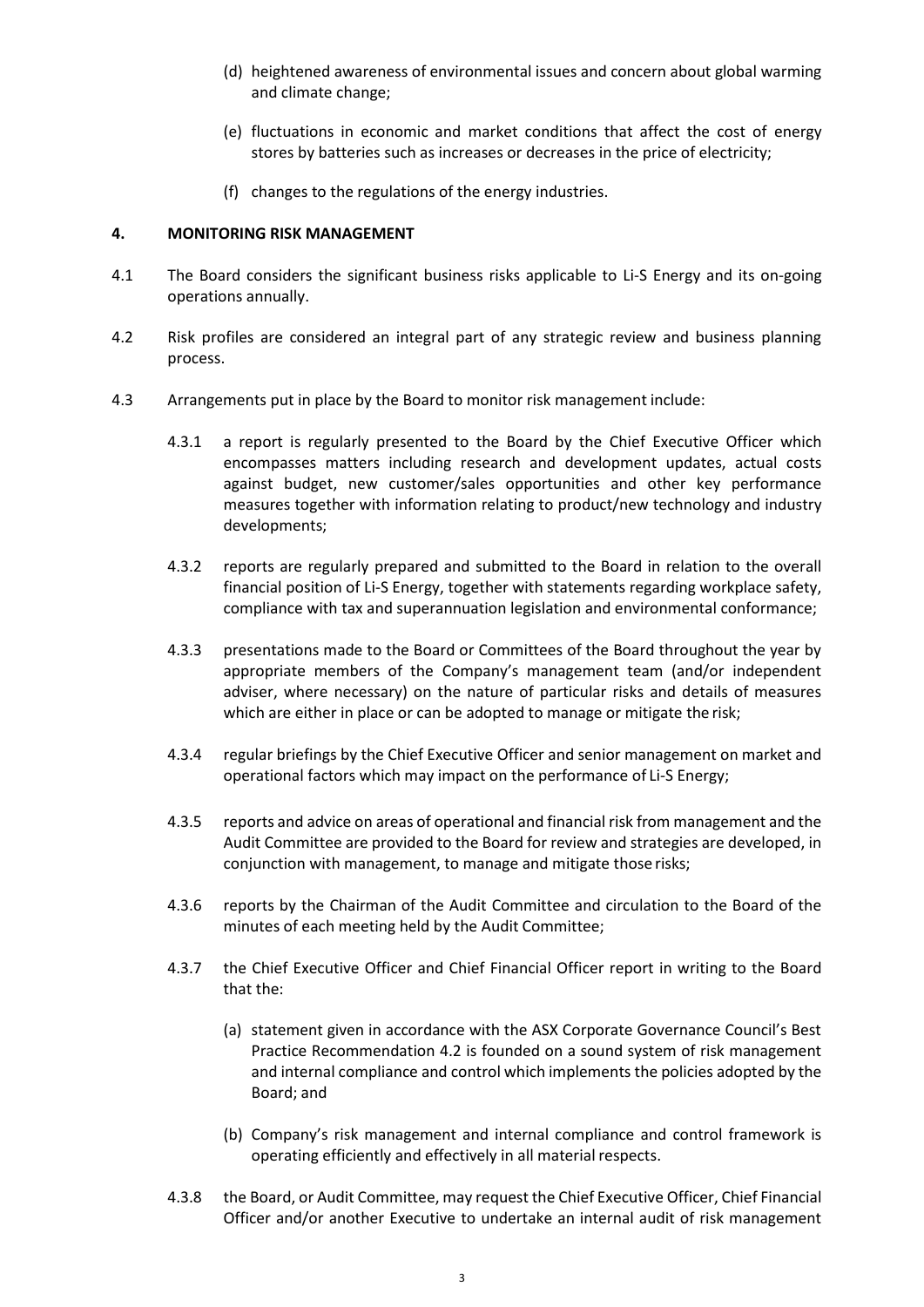(d) heightened awareness of environmental issues and concern about global warming and climate change;

(e) fluctuations in economic and market conditions that affect the cost of energy stores by batteries such as increases or decreases in the price of electricity;

(f) changes to the regulations of the energy industries.

## 4. MONITORING RISK MANAGEMENT

4.1 The Board considers the significant business risks applicable to Li-S Energy and its on-going operations annually.

4.2 Risk profiles are considered an integral part of any strategic review and business planning process.

4.3 Arrangements put in place by the Board to monitor risk management include:

4.3.1 a report is regularly presented to the Board by the Chief Executive Officer which encompasses matters including research and development updates, actual costs against budget, new customer/sales opportunities and other key performance measures together with information relating to product/new technology and industry developments;

4.3.2 reports are regularly prepared and submitted to the Board in relation to the overall financial position of Li-S Energy, together with statements regarding workplace safety, compliance with tax and superannuation legislation and environmental conformance;

4.3.3 presentations made to the Board or Committees of the Board throughout the year by appropriate members of the Company's management team (and/or independent adviser, where necessary) on the nature of particular risks and details of measures which are either in place or can be adopted to manage or mitigate the risk;

4.3.4 regular briefings by the Chief Executive Officer and senior management on market and operational factors which may impact on the performance of Li-S Energy;

4.3.5 reports and advice on areas of operational and financial risk from management and the Audit Committee are provided to the Board for review and strategies are developed, in conjunction with management, to manage and mitigate those risks;

4.3.6 reports by the Chairman of the Audit Committee and circulation to the Board of the minutes of each meeting held by the Audit Committee;

4.3.7 the Chief Executive Officer and Chief Financial Officer report in writing to the Board that the:

(a) statement given in accordance with the ASX Corporate Governance Council's Best Practice Recommendation 4.2 is founded on a sound system of risk management and internal compliance and control which implements the policies adopted by the Board; and

(b) Company's risk management and internal compliance and control framework is operating efficiently and effectively in all material respects.

4.3.8 the Board, or Audit Committee, may request the Chief Executive Officer, Chief Financial Officer and/or another Executive to undertake an internal audit of risk management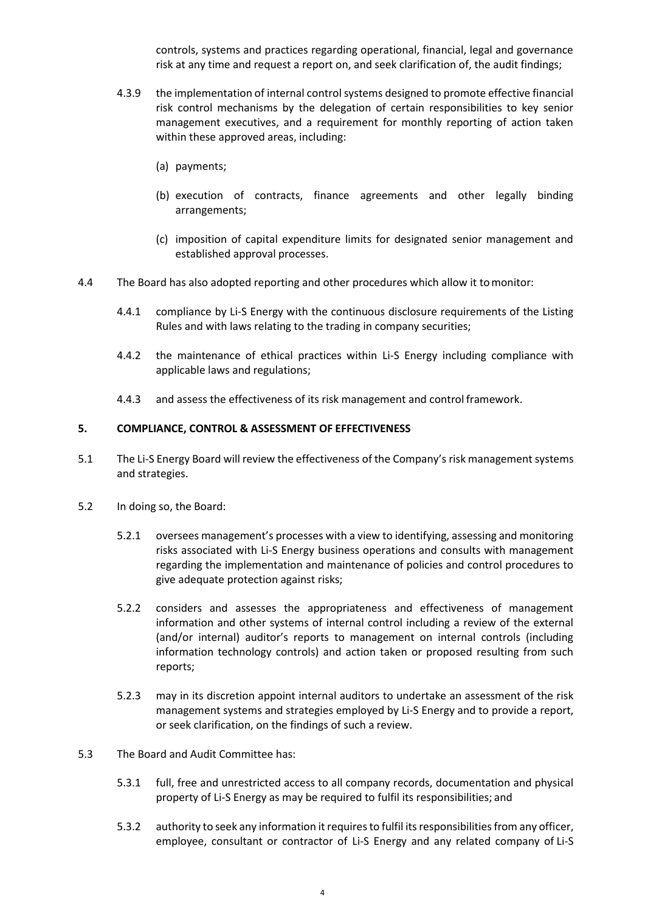controls, systems and practices regarding operational, financial, legal and governance risk at any time and request a report on, and seek clarification of, the audit findings;

4.3.9 the implementation of internal control systems designed to promote effective financial risk control mechanisms by the delegation of certain responsibilities to key senior management executives, and a requirement for monthly reporting of action taken within these approved areas, including:

(a) payments;

(b) execution of contracts, finance agreements and other legally binding arrangements;

(c) imposition of capital expenditure limits for designated senior management and established approval processes.

4.4 The Board has also adopted reporting and other procedures which allow it to monitor:

4.4.1 compliance by Li-S Energy with the continuous disclosure requirements of the Listing Rules and with laws relating to the trading in company securities;

4.4.2 the maintenance of ethical practices within Li-S Energy including compliance with applicable laws and regulations;

4.4.3 and assess the effectiveness of its risk management and control framework.

## 5. COMPLIANCE, CONTROL & ASSESSMENT OF EFFECTIVENESS

5.1 The Li-S Energy Board will review the effectiveness of the Company's risk management systems and strategies.

5.2 In doing so, the Board:

5.2.1 oversees management's processes with a view to identifying, assessing and monitoring risks associated with Li-S Energy business operations and consults with management regarding the implementation and maintenance of policies and control procedures to give adequate protection against risks;

5.2.2 considers and assesses the appropriateness and effectiveness of management information and other systems of internal control including a review of the external (and/or internal) auditor's reports to management on internal controls (including information technology controls) and action taken or proposed resulting from such reports;

5.2.3 may in its discretion appoint internal auditors to undertake an assessment of the risk management systems and strategies employed by Li-S Energy and to provide a report, or seek clarification, on the findings of such a review.

5.3 The Board and Audit Committee has:

5.3.1 full, free and unrestricted access to all company records, documentation and physical property of Li-S Energy as may be required to fulfil its responsibilities; and

5.3.2 authority to seek any information it requires to fulfil its responsibilities from any officer, employee, consultant or contractor of Li-S Energy and any related company of Li-S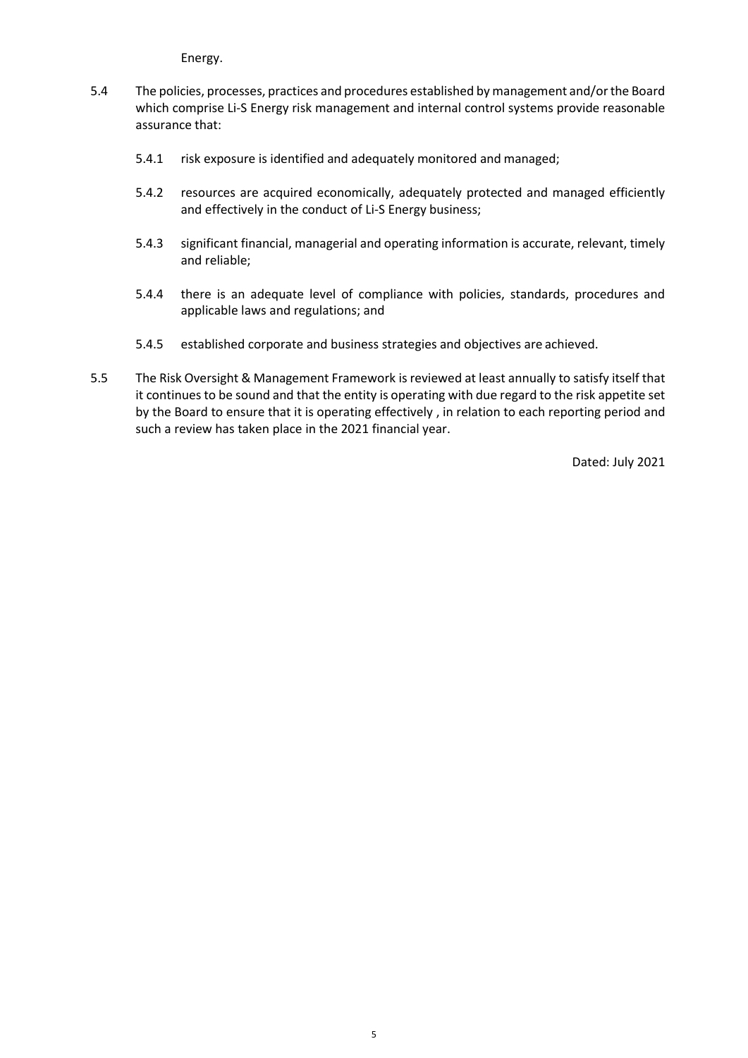Energy.

5.4 The policies, processes, practices and procedures established by management and/or the Board which comprise Li-S Energy risk management and internal control systems provide reasonable assurance that:

5.4.1 risk exposure is identified and adequately monitored and managed;

5.4.2 resources are acquired economically, adequately protected and managed efficiently and effectively in the conduct of Li-S Energy business;

5.4.3 significant financial, managerial and operating information is accurate, relevant, timely and reliable;

5.4.4 there is an adequate level of compliance with policies, standards, procedures and applicable laws and regulations; and

5.4.5 established corporate and business strategies and objectives are achieved.

5.5 The Risk Oversight & Management Framework is reviewed at least annually to satisfy itself that it continues to be sound and that the entity is operating with due regard to the risk appetite set by the Board to ensure that it is operating effectively , in relation to each reporting period and such a review has taken place in the 2021 financial year.

Dated: July 2021